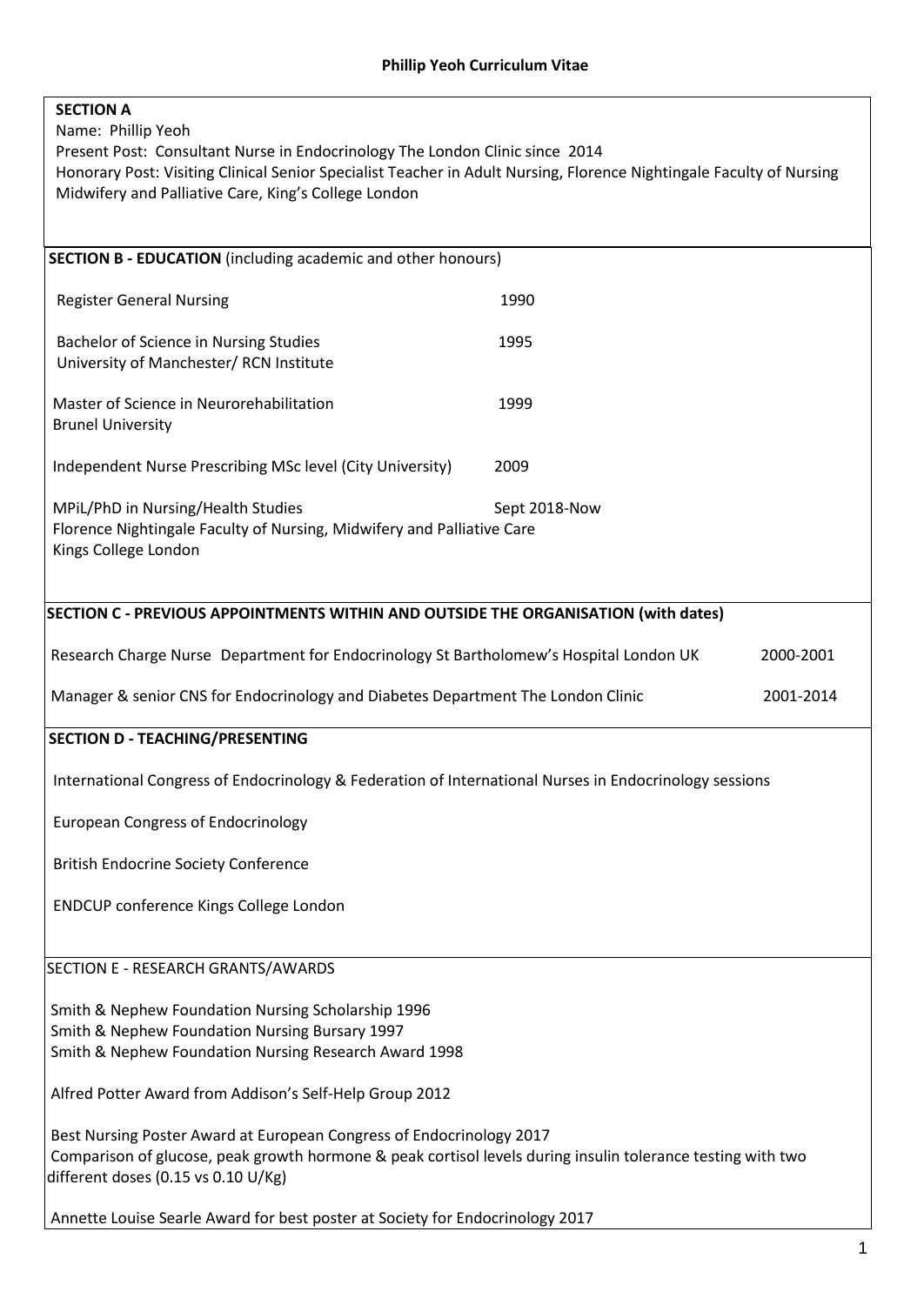**Phillip Yeoh Curriculum Vitae**

## SECTION A

Name: Phillip Yeoh

Present Post: Consultant Nurse in Endocrinology The London Clinic since 2014

Honorary Post: Visiting Clinical Senior Specialist Teacher in Adult Nursing, Florence Nightingale Faculty of Nursing Midwifery and Palliative Care, King's College London

## SECTION B - EDUCATION (including academic and other honours)

| | |
|---|---|
| Register General Nursing | 1990 |
| Bachelor of Science in Nursing Studies<br>University of Manchester/ RCN Institute | 1995 |
| Master of Science in Neurorehabilitation<br>Brunel University | 1999 |
| Independent Nurse Prescribing MSc level (City University) | 2009 |
| MPiL/PhD in Nursing/Health Studies<br>Florence Nightingale Faculty of Nursing, Midwifery and Palliative Care<br>Kings College London | Sept 2018-Now |

## SECTION C - PREVIOUS APPOINTMENTS WITHIN AND OUTSIDE THE ORGANISATION (with dates)

| | |
|---|---|
| Research Charge Nurse Department for Endocrinology St Bartholomew's Hospital London UK | 2000-2001 |
| Manager & senior CNS for Endocrinology and Diabetes Department The London Clinic | 2001-2014 |

## SECTION D - TEACHING/PRESENTING

International Congress of Endocrinology & Federation of International Nurses in Endocrinology sessions

European Congress of Endocrinology

British Endocrine Society Conference

ENDCUP conference Kings College London

## SECTION E - RESEARCH GRANTS/AWARDS

Smith & Nephew Foundation Nursing Scholarship 1996
Smith & Nephew Foundation Nursing Bursary 1997
Smith & Nephew Foundation Nursing Research Award 1998

Alfred Potter Award from Addison's Self-Help Group 2012

Best Nursing Poster Award at European Congress of Endocrinology 2017
Comparison of glucose, peak growth hormone & peak cortisol levels during insulin tolerance testing with two different doses (0.15 vs 0.10 U/Kg)

Annette Louise Searle Award for best poster at Society for Endocrinology 2017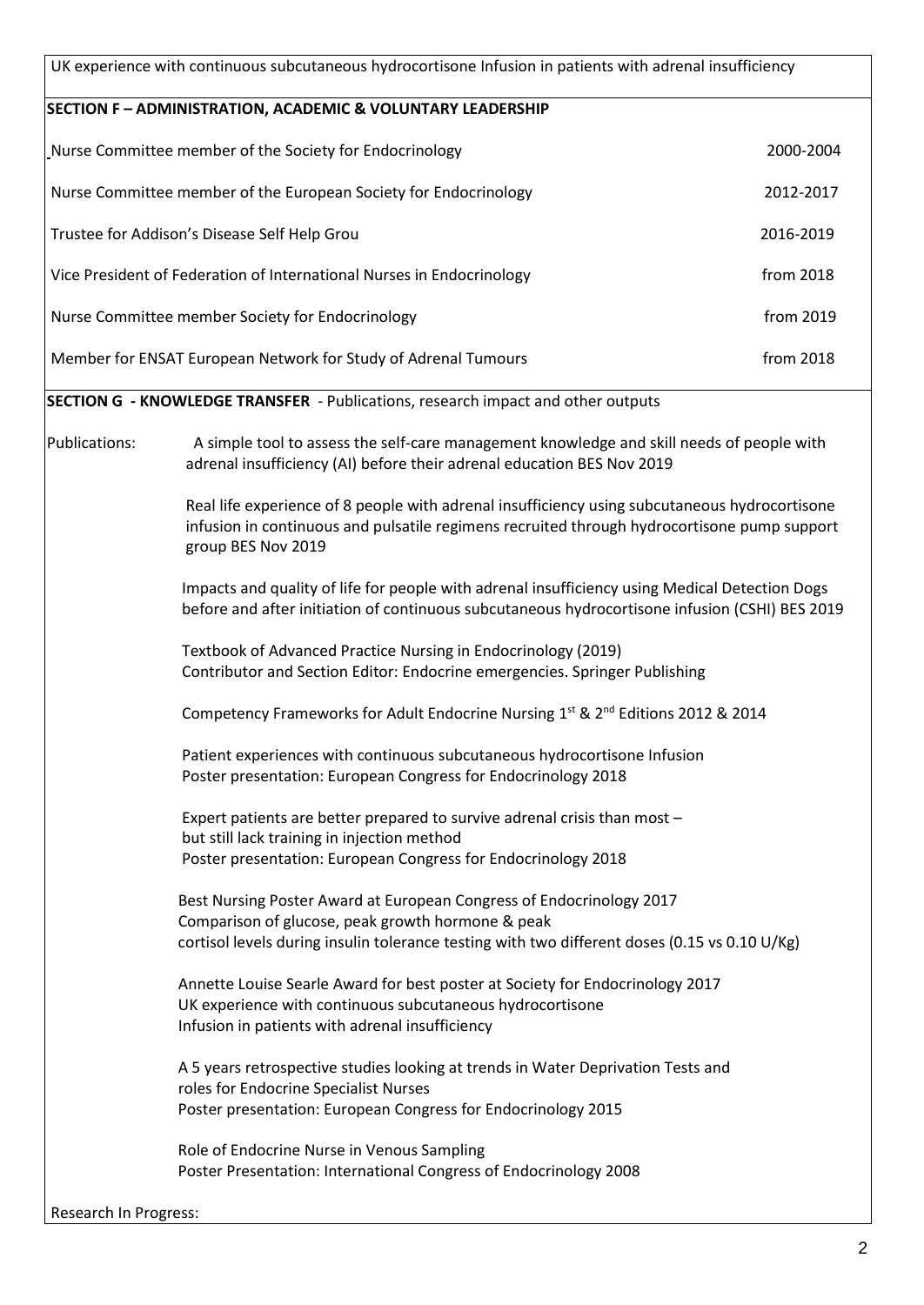UK experience with continuous subcutaneous hydrocortisone Infusion in patients with adrenal insufficiency

## SECTION F – ADMINISTRATION, ACADEMIC & VOLUNTARY LEADERSHIP

| | |
|---|---|
| Nurse Committee member of the Society for Endocrinology | 2000-2004 |
| Nurse Committee member of the European Society for Endocrinology | 2012-2017 |
| Trustee for Addison's Disease Self Help Grou | 2016-2019 |
| Vice President of Federation of International Nurses in Endocrinology | from 2018 |
| Nurse Committee member Society for Endocrinology | from 2019 |
| Member for ENSAT European Network for Study of Adrenal Tumours | from 2018 |

## SECTION G - KNOWLEDGE TRANSFER - Publications, research impact and other outputs

Publications:

A simple tool to assess the self-care management knowledge and skill needs of people with adrenal insufficiency (AI) before their adrenal education BES Nov 2019

Real life experience of 8 people with adrenal insufficiency using subcutaneous hydrocortisone infusion in continuous and pulsatile regimens recruited through hydrocortisone pump support group BES Nov 2019

Impacts and quality of life for people with adrenal insufficiency using Medical Detection Dogs before and after initiation of continuous subcutaneous hydrocortisone infusion (CSHI) BES 2019

Textbook of Advanced Practice Nursing in Endocrinology (2019)
Contributor and Section Editor: Endocrine emergencies. Springer Publishing

Competency Frameworks for Adult Endocrine Nursing 1st & 2nd Editions 2012 & 2014

Patient experiences with continuous subcutaneous hydrocortisone Infusion
Poster presentation: European Congress for Endocrinology 2018

Expert patients are better prepared to survive adrenal crisis than most –
but still lack training in injection method
Poster presentation: European Congress for Endocrinology 2018

Best Nursing Poster Award at European Congress of Endocrinology 2017
Comparison of glucose, peak growth hormone & peak
cortisol levels during insulin tolerance testing with two different doses (0.15 vs 0.10 U/Kg)

Annette Louise Searle Award for best poster at Society for Endocrinology 2017
UK experience with continuous subcutaneous hydrocortisone
Infusion in patients with adrenal insufficiency

A 5 years retrospective studies looking at trends in Water Deprivation Tests and
roles for Endocrine Specialist Nurses
Poster presentation: European Congress for Endocrinology 2015

Role of Endocrine Nurse in Venous Sampling
Poster Presentation: International Congress of Endocrinology 2008

Research In Progress: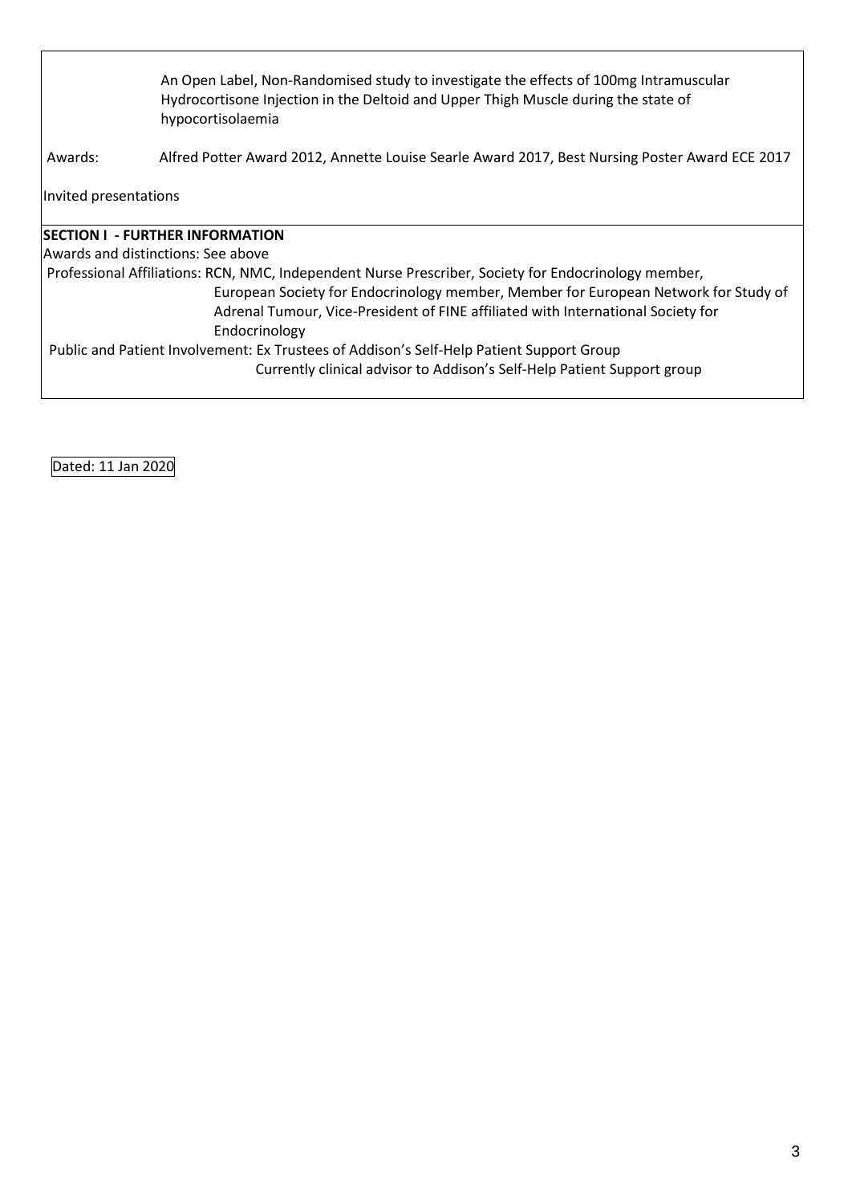An Open Label, Non-Randomised study to investigate the effects of 100mg Intramuscular Hydrocortisone Injection in the Deltoid and Upper Thigh Muscle during the state of hypocortisolaemia

Awards: Alfred Potter Award 2012, Annette Louise Searle Award 2017, Best Nursing Poster Award ECE 2017

Invited presentations

**SECTION I - FURTHER INFORMATION**

Awards and distinctions: See above

Professional Affiliations: RCN, NMC, Independent Nurse Prescriber, Society for Endocrinology member, European Society for Endocrinology member, Member for European Network for Study of Adrenal Tumour, Vice-President of FINE affiliated with International Society for Endocrinology

Public and Patient Involvement: Ex Trustees of Addison's Self-Help Patient Support Group
Currently clinical advisor to Addison's Self-Help Patient Support group

Dated: 11 Jan 2020